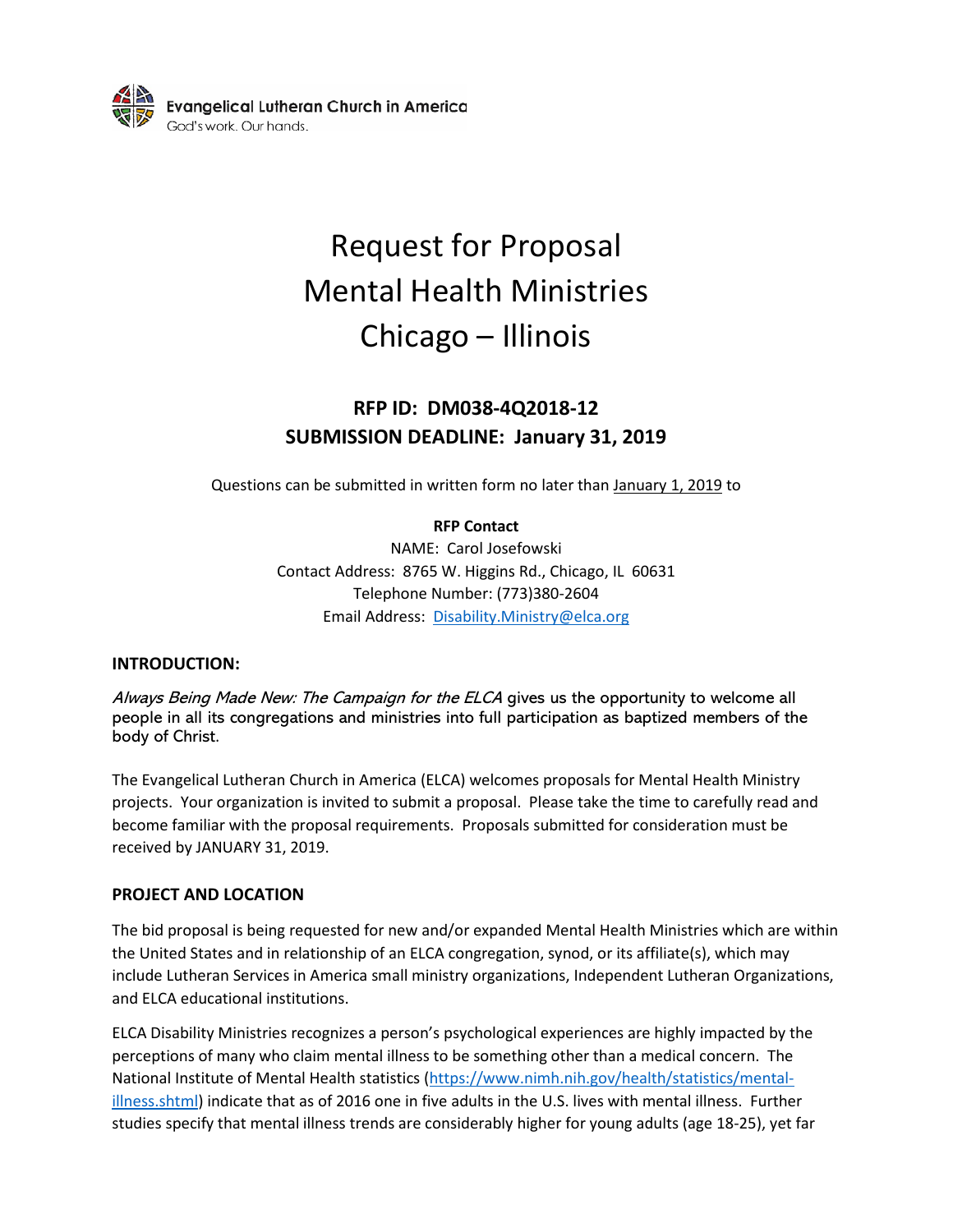Evangelical Lutheran Church in America
God's work. Our hands.

# Request for Proposal
# Mental Health Ministries
# Chicago – Illinois

## RFP ID: DM038-4Q2018-12
## SUBMISSION DEADLINE: January 31, 2019

Questions can be submitted in written form no later than January 1, 2019 to

**RFP Contact**
NAME: Carol Josefowski
Contact Address: 8765 W. Higgins Rd., Chicago, IL 60631
Telephone Number: (773)380-2604
Email Address: Disability.Ministry@elca.org

### INTRODUCTION:

*Always Being Made New: The Campaign for the ELCA* gives us the opportunity to welcome all people in all its congregations and ministries into full participation as baptized members of the body of Christ.

The Evangelical Lutheran Church in America (ELCA) welcomes proposals for Mental Health Ministry projects. Your organization is invited to submit a proposal. Please take the time to carefully read and become familiar with the proposal requirements. Proposals submitted for consideration must be received by JANUARY 31, 2019.

### PROJECT AND LOCATION

The bid proposal is being requested for new and/or expanded Mental Health Ministries which are within the United States and in relationship of an ELCA congregation, synod, or its affiliate(s), which may include Lutheran Services in America small ministry organizations, Independent Lutheran Organizations, and ELCA educational institutions.

ELCA Disability Ministries recognizes a person's psychological experiences are highly impacted by the perceptions of many who claim mental illness to be something other than a medical concern. The National Institute of Mental Health statistics (https://www.nimh.nih.gov/health/statistics/mental-illness.shtml) indicate that as of 2016 one in five adults in the U.S. lives with mental illness. Further studies specify that mental illness trends are considerably higher for young adults (age 18-25), yet far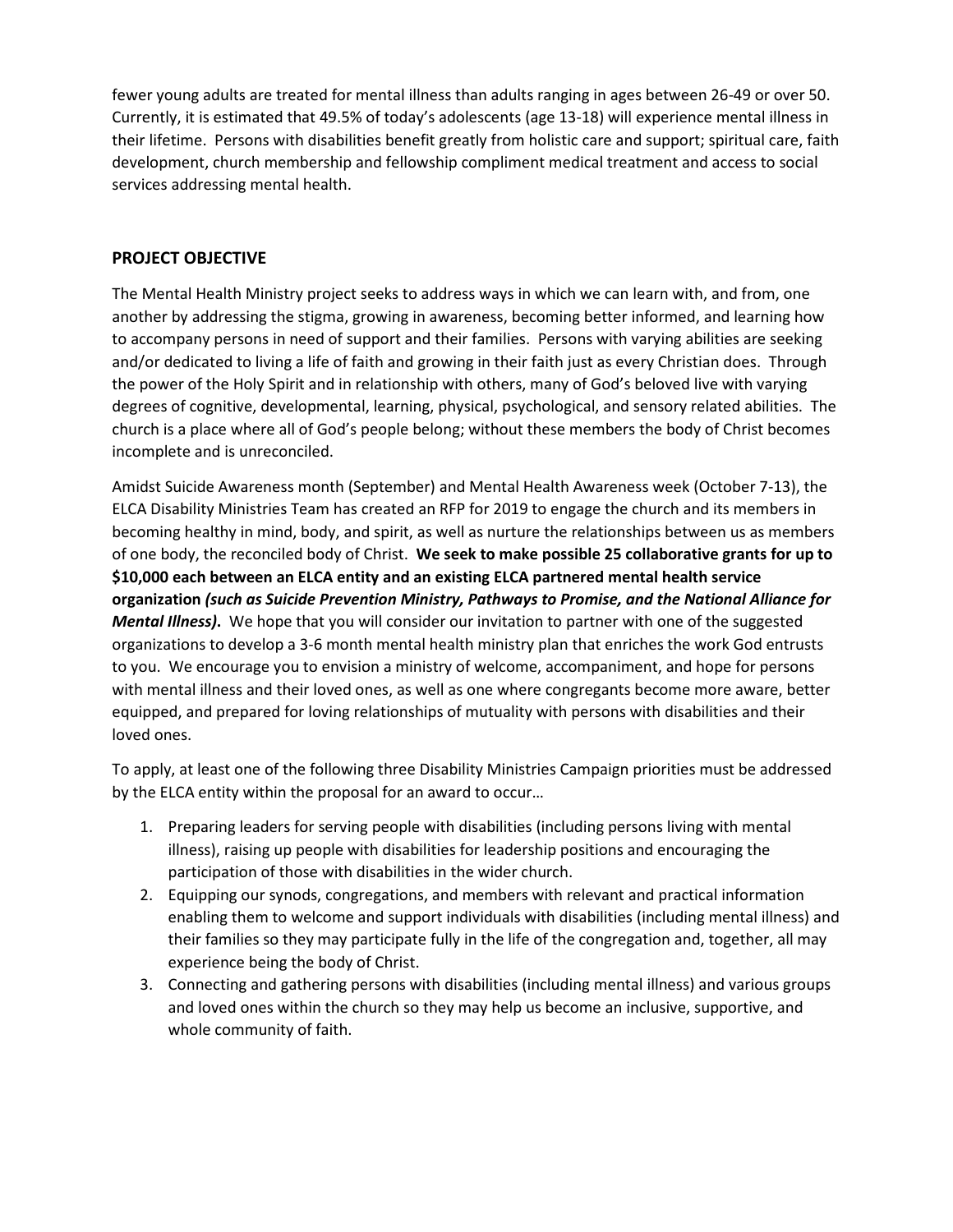fewer young adults are treated for mental illness than adults ranging in ages between 26-49 or over 50. Currently, it is estimated that 49.5% of today's adolescents (age 13-18) will experience mental illness in their lifetime. Persons with disabilities benefit greatly from holistic care and support; spiritual care, faith development, church membership and fellowship compliment medical treatment and access to social services addressing mental health.

## PROJECT OBJECTIVE

The Mental Health Ministry project seeks to address ways in which we can learn with, and from, one another by addressing the stigma, growing in awareness, becoming better informed, and learning how to accompany persons in need of support and their families. Persons with varying abilities are seeking and/or dedicated to living a life of faith and growing in their faith just as every Christian does. Through the power of the Holy Spirit and in relationship with others, many of God's beloved live with varying degrees of cognitive, developmental, learning, physical, psychological, and sensory related abilities. The church is a place where all of God's people belong; without these members the body of Christ becomes incomplete and is unreconciled.

Amidst Suicide Awareness month (September) and Mental Health Awareness week (October 7-13), the ELCA Disability Ministries Team has created an RFP for 2019 to engage the church and its members in becoming healthy in mind, body, and spirit, as well as nurture the relationships between us as members of one body, the reconciled body of Christ. **We seek to make possible 25 collaborative grants for up to $10,000 each between an ELCA entity and an existing ELCA partnered mental health service organization *(such as Suicide Prevention Ministry, Pathways to Promise, and the National Alliance for Mental Illness).*** We hope that you will consider our invitation to partner with one of the suggested organizations to develop a 3-6 month mental health ministry plan that enriches the work God entrusts to you. We encourage you to envision a ministry of welcome, accompaniment, and hope for persons with mental illness and their loved ones, as well as one where congregants become more aware, better equipped, and prepared for loving relationships of mutuality with persons with disabilities and their loved ones.

To apply, at least one of the following three Disability Ministries Campaign priorities must be addressed by the ELCA entity within the proposal for an award to occur…

1. Preparing leaders for serving people with disabilities (including persons living with mental illness), raising up people with disabilities for leadership positions and encouraging the participation of those with disabilities in the wider church.
2. Equipping our synods, congregations, and members with relevant and practical information enabling them to welcome and support individuals with disabilities (including mental illness) and their families so they may participate fully in the life of the congregation and, together, all may experience being the body of Christ.
3. Connecting and gathering persons with disabilities (including mental illness) and various groups and loved ones within the church so they may help us become an inclusive, supportive, and whole community of faith.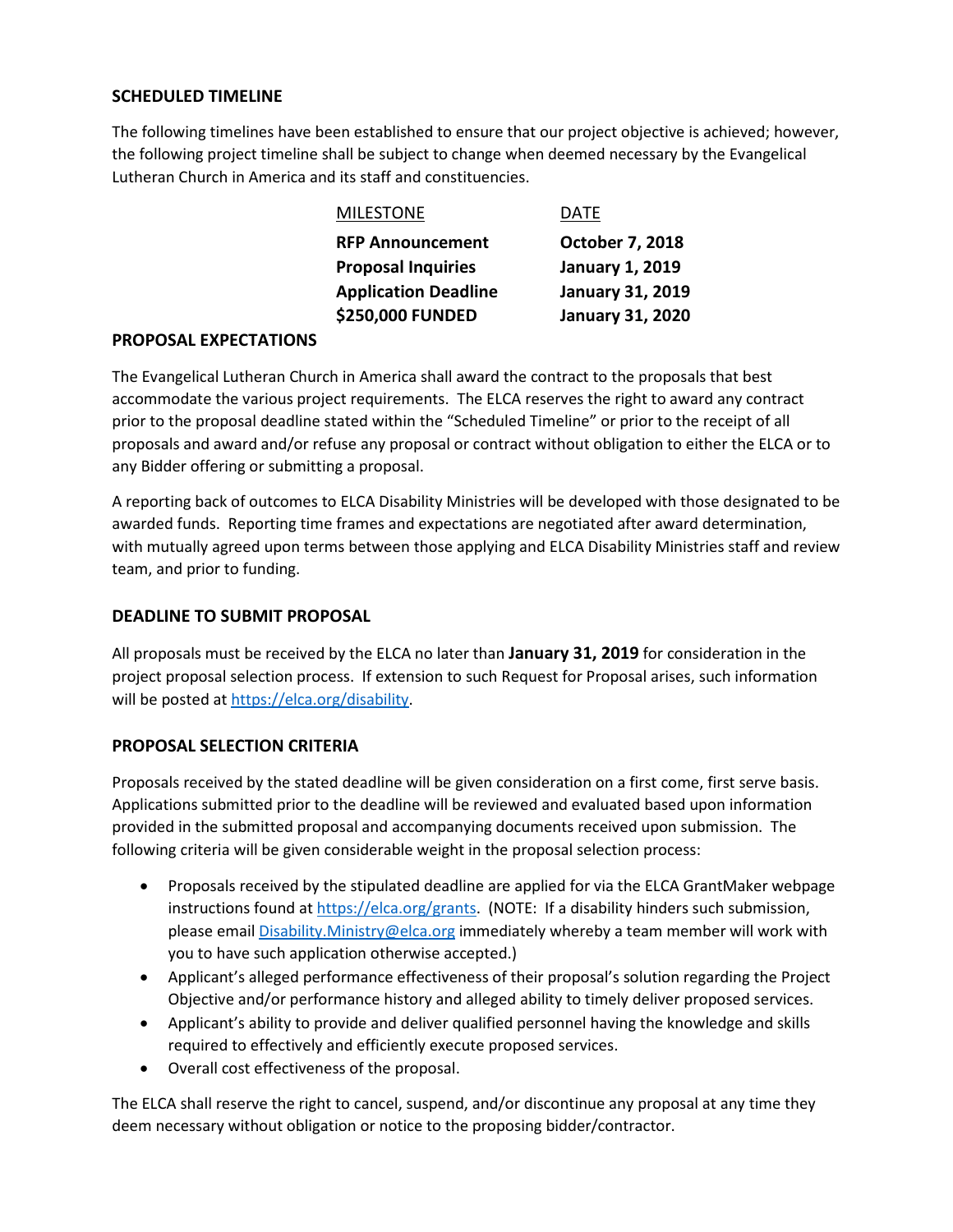## SCHEDULED TIMELINE

The following timelines have been established to ensure that our project objective is achieved; however, the following project timeline shall be subject to change when deemed necessary by the Evangelical Lutheran Church in America and its staff and constituencies.

| MILESTONE | DATE |
|---|---|
| **RFP Announcement** | **October 7, 2018** |
| **Proposal Inquiries** | **January 1, 2019** |
| **Application Deadline** | **January 31, 2019** |
| **$250,000 FUNDED** | **January 31, 2020** |

## PROPOSAL EXPECTATIONS

The Evangelical Lutheran Church in America shall award the contract to the proposals that best accommodate the various project requirements. The ELCA reserves the right to award any contract prior to the proposal deadline stated within the "Scheduled Timeline" or prior to the receipt of all proposals and award and/or refuse any proposal or contract without obligation to either the ELCA or to any Bidder offering or submitting a proposal.

A reporting back of outcomes to ELCA Disability Ministries will be developed with those designated to be awarded funds. Reporting time frames and expectations are negotiated after award determination, with mutually agreed upon terms between those applying and ELCA Disability Ministries staff and review team, and prior to funding.

## DEADLINE TO SUBMIT PROPOSAL

All proposals must be received by the ELCA no later than **January 31, 2019** for consideration in the project proposal selection process. If extension to such Request for Proposal arises, such information will be posted at [https://elca.org/disability](https://elca.org/disability).

## PROPOSAL SELECTION CRITERIA

Proposals received by the stated deadline will be given consideration on a first come, first serve basis. Applications submitted prior to the deadline will be reviewed and evaluated based upon information provided in the submitted proposal and accompanying documents received upon submission. The following criteria will be given considerable weight in the proposal selection process:

- Proposals received by the stipulated deadline are applied for via the ELCA GrantMaker webpage instructions found at [https://elca.org/grants](https://elca.org/grants). (NOTE: If a disability hinders such submission, please email [Disability.Ministry@elca.org](mailto:Disability.Ministry@elca.org) immediately whereby a team member will work with you to have such application otherwise accepted.)
- Applicant's alleged performance effectiveness of their proposal's solution regarding the Project Objective and/or performance history and alleged ability to timely deliver proposed services.
- Applicant's ability to provide and deliver qualified personnel having the knowledge and skills required to effectively and efficiently execute proposed services.
- Overall cost effectiveness of the proposal.

The ELCA shall reserve the right to cancel, suspend, and/or discontinue any proposal at any time they deem necessary without obligation or notice to the proposing bidder/contractor.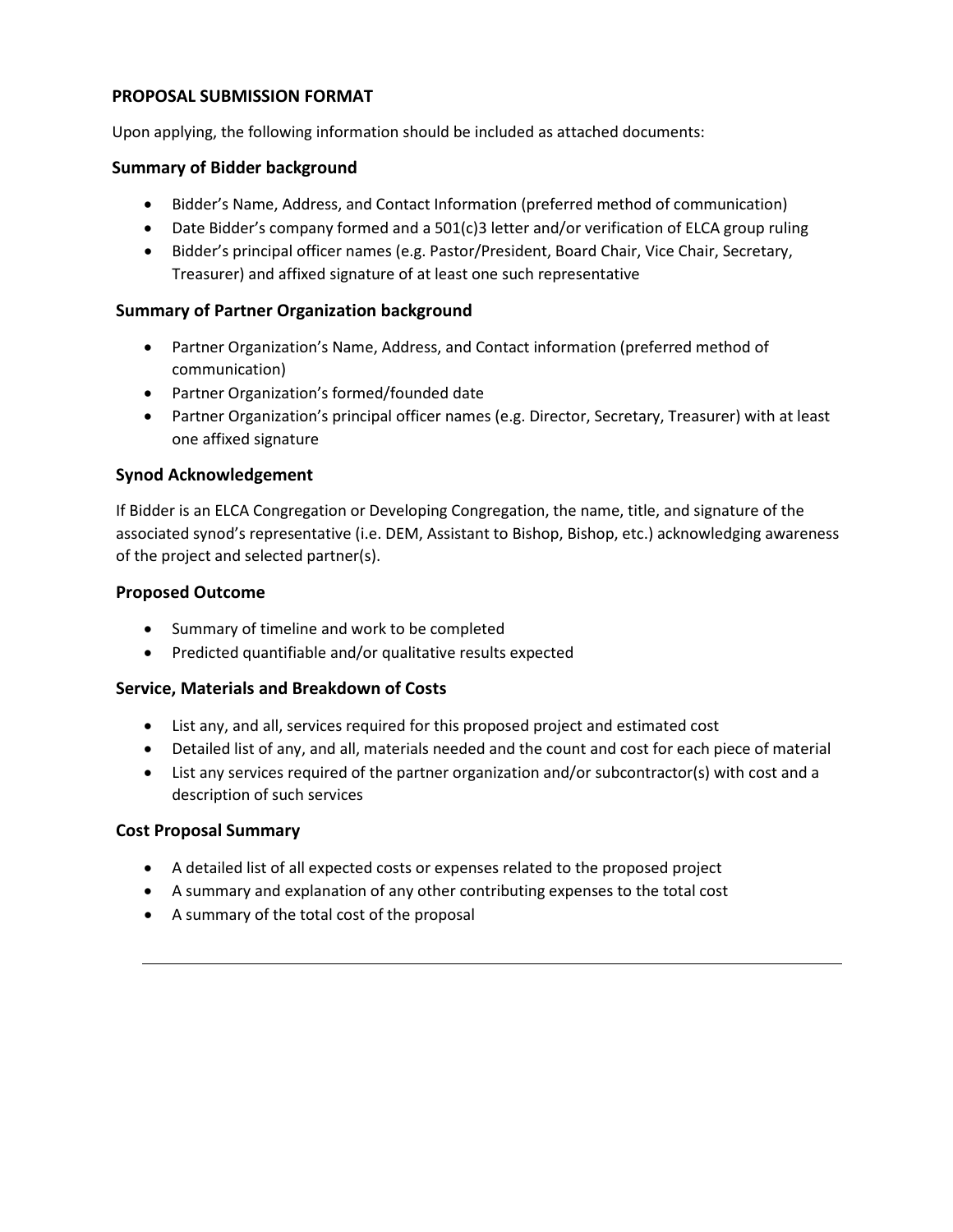## PROPOSAL SUBMISSION FORMAT

Upon applying, the following information should be included as attached documents:

### Summary of Bidder background

- Bidder's Name, Address, and Contact Information (preferred method of communication)
- Date Bidder's company formed and a 501(c)3 letter and/or verification of ELCA group ruling
- Bidder's principal officer names (e.g. Pastor/President, Board Chair, Vice Chair, Secretary, Treasurer) and affixed signature of at least one such representative

### Summary of Partner Organization background

- Partner Organization's Name, Address, and Contact information (preferred method of communication)
- Partner Organization's formed/founded date
- Partner Organization's principal officer names (e.g. Director, Secretary, Treasurer) with at least one affixed signature

### Synod Acknowledgement

If Bidder is an ELCA Congregation or Developing Congregation, the name, title, and signature of the associated synod's representative (i.e. DEM, Assistant to Bishop, Bishop, etc.) acknowledging awareness of the project and selected partner(s).

### Proposed Outcome

- Summary of timeline and work to be completed
- Predicted quantifiable and/or qualitative results expected

### Service, Materials and Breakdown of Costs

- List any, and all, services required for this proposed project and estimated cost
- Detailed list of any, and all, materials needed and the count and cost for each piece of material
- List any services required of the partner organization and/or subcontractor(s) with cost and a description of such services

### Cost Proposal Summary

- A detailed list of all expected costs or expenses related to the proposed project
- A summary and explanation of any other contributing expenses to the total cost
- A summary of the total cost of the proposal

---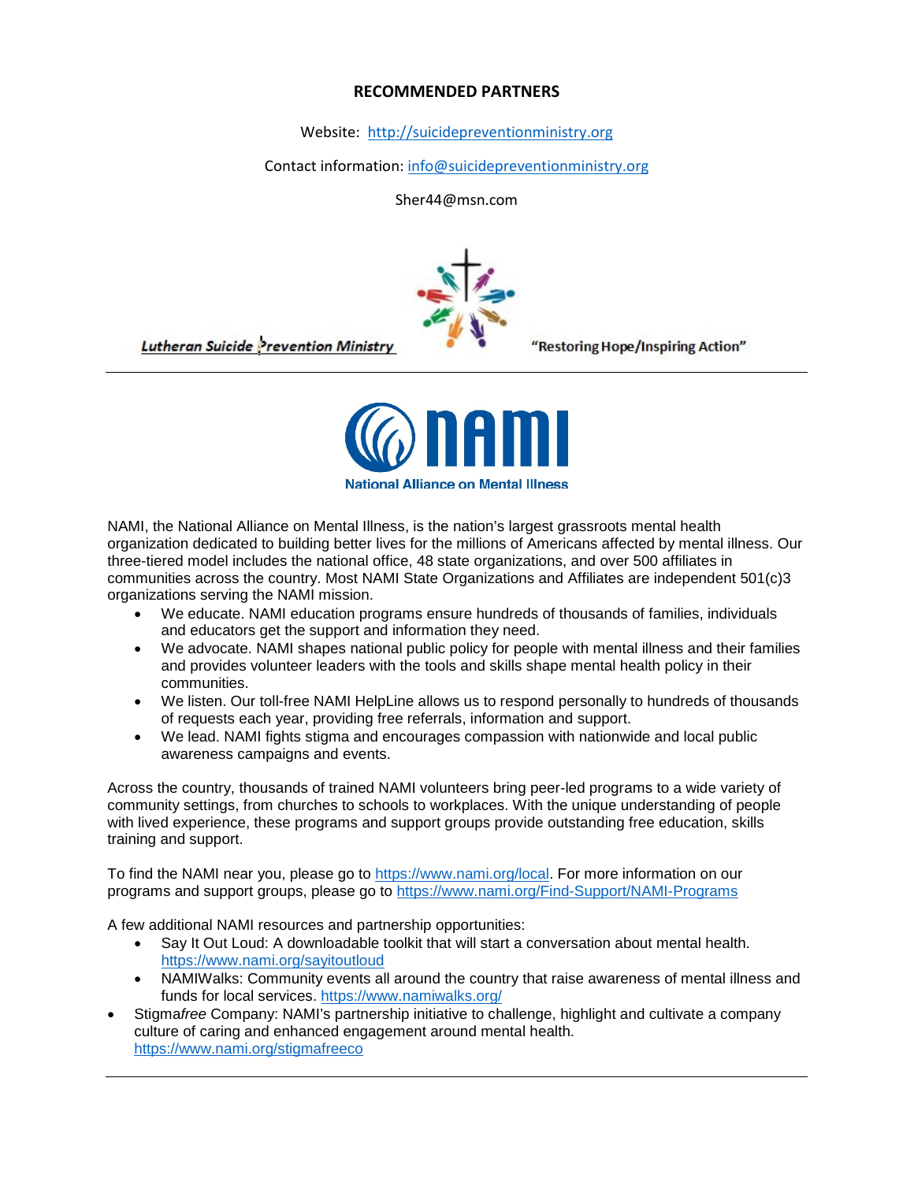## RECOMMENDED PARTNERS

Website: http://suicidepreventionministry.org

Contact information: info@suicidepreventionministry.org

Sher44@msn.com

Lutheran Suicide Prevention Ministry "Restoring Hope/Inspiring Action"

---

**nami**
National Alliance on Mental Illness

NAMI, the National Alliance on Mental Illness, is the nation's largest grassroots mental health organization dedicated to building better lives for the millions of Americans affected by mental illness. Our three-tiered model includes the national office, 48 state organizations, and over 500 affiliates in communities across the country. Most NAMI State Organizations and Affiliates are independent 501(c)3 organizations serving the NAMI mission.

- We educate. NAMI education programs ensure hundreds of thousands of families, individuals and educators get the support and information they need.
- We advocate. NAMI shapes national public policy for people with mental illness and their families and provides volunteer leaders with the tools and skills shape mental health policy in their communities.
- We listen. Our toll-free NAMI HelpLine allows us to respond personally to hundreds of thousands of requests each year, providing free referrals, information and support.
- We lead. NAMI fights stigma and encourages compassion with nationwide and local public awareness campaigns and events.

Across the country, thousands of trained NAMI volunteers bring peer-led programs to a wide variety of community settings, from churches to schools to workplaces. With the unique understanding of people with lived experience, these programs and support groups provide outstanding free education, skills training and support.

To find the NAMI near you, please go to https://www.nami.org/local. For more information on our programs and support groups, please go to https://www.nami.org/Find-Support/NAMI-Programs

A few additional NAMI resources and partnership opportunities:

- Say It Out Loud: A downloadable toolkit that will start a conversation about mental health. https://www.nami.org/sayitoutloud
- NAMIWalks: Community events all around the country that raise awareness of mental illness and funds for local services. https://www.namiwalks.org/
- Stigma*free* Company: NAMI's partnership initiative to challenge, highlight and cultivate a company culture of caring and enhanced engagement around mental health. https://www.nami.org/stigmafreeco

---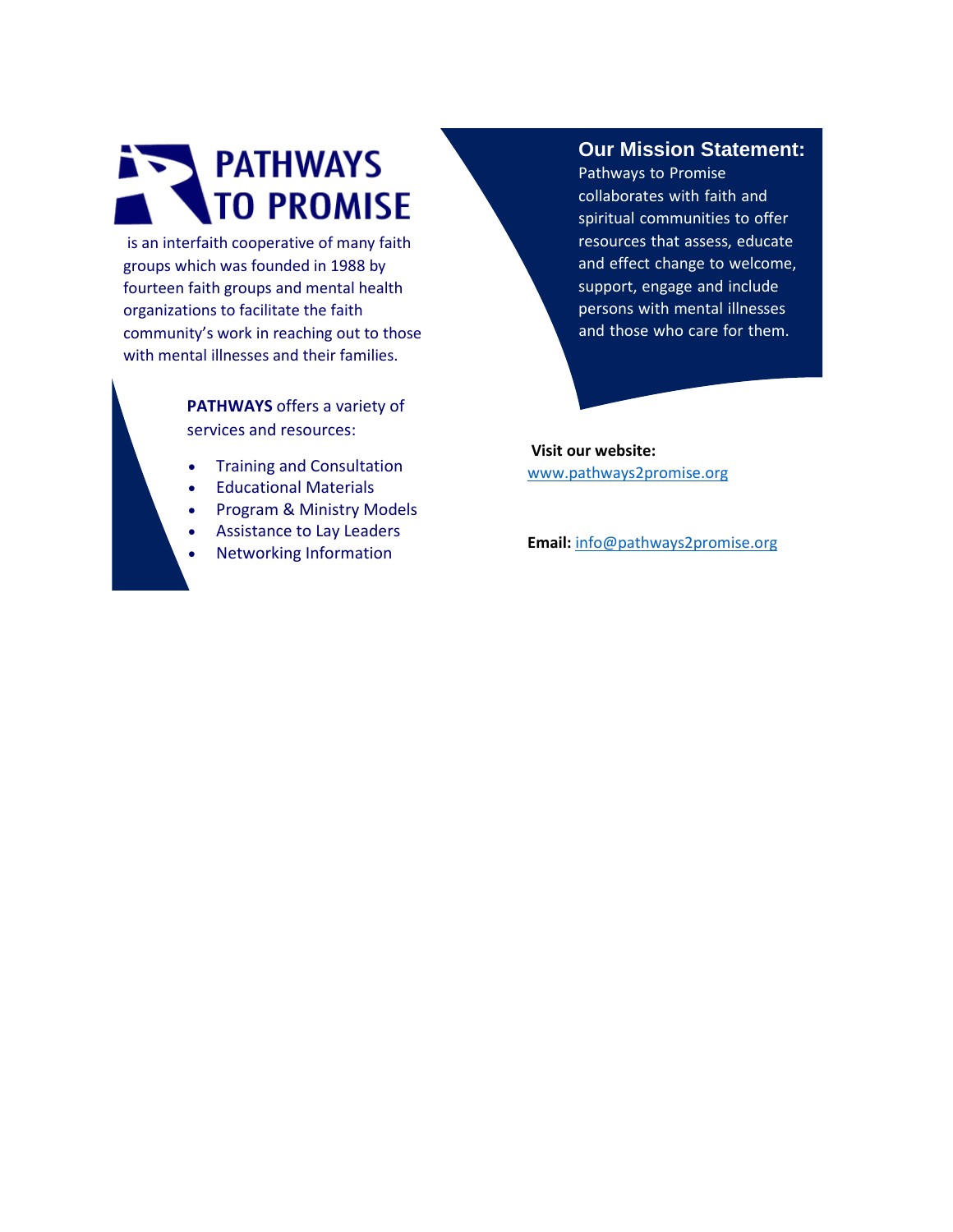# PATHWAYS TO PROMISE

is an interfaith cooperative of many faith groups which was founded in 1988 by fourteen faith groups and mental health organizations to facilitate the faith community's work in reaching out to those with mental illnesses and their families.

**PATHWAYS** offers a variety of services and resources:

- Training and Consultation
- Educational Materials
- Program & Ministry Models
- Assistance to Lay Leaders
- Networking Information

## Our Mission Statement:

Pathways to Promise collaborates with faith and spiritual communities to offer resources that assess, educate and effect change to welcome, support, engage and include persons with mental illnesses and those who care for them.

**Visit our website:**
www.pathways2promise.org

**Email:** info@pathways2promise.org